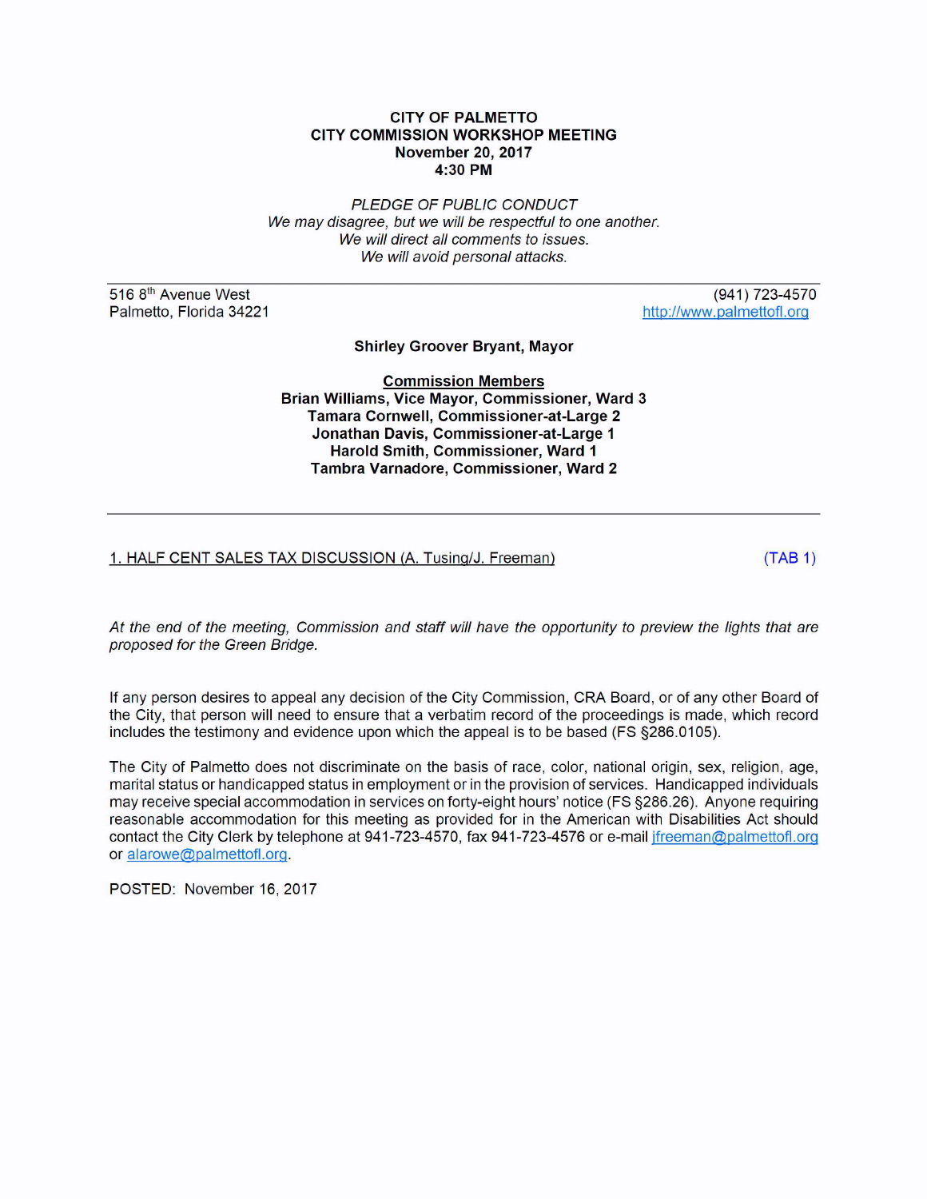**CITY OF PALMETTO**
**CITY COMMISSION WORKSHOP MEETING**
**November 20, 2017**
**4:30 PM**

*PLEDGE OF PUBLIC CONDUCT*
*We may disagree, but we will be respectful to one another.*
*We will direct all comments to issues.*
*We will avoid personal attacks.*

---

516 8th Avenue West
Palmetto, Florida 34221

(941) 723-4570
http://www.palmettofl.org

**Shirley Groover Bryant, Mayor**

**Commission Members**
**Brian Williams, Vice Mayor, Commissioner, Ward 3**
**Tamara Cornwell, Commissioner-at-Large 2**
**Jonathan Davis, Commissioner-at-Large 1**
**Harold Smith, Commissioner, Ward 1**
**Tambra Varnadore, Commissioner, Ward 2**

---

1. HALF CENT SALES TAX DISCUSSION (A. Tusing/J. Freeman) (TAB 1)

*At the end of the meeting, Commission and staff will have the opportunity to preview the lights that are proposed for the Green Bridge.*

If any person desires to appeal any decision of the City Commission, CRA Board, or of any other Board of the City, that person will need to ensure that a verbatim record of the proceedings is made, which record includes the testimony and evidence upon which the appeal is to be based (FS §286.0105).

The City of Palmetto does not discriminate on the basis of race, color, national origin, sex, religion, age, marital status or handicapped status in employment or in the provision of services. Handicapped individuals may receive special accommodation in services on forty-eight hours' notice (FS §286.26). Anyone requiring reasonable accommodation for this meeting as provided for in the American with Disabilities Act should contact the City Clerk by telephone at 941-723-4570, fax 941-723-4576 or e-mail jfreeman@palmettofl.org or alarowe@palmettofl.org.

POSTED: November 16, 2017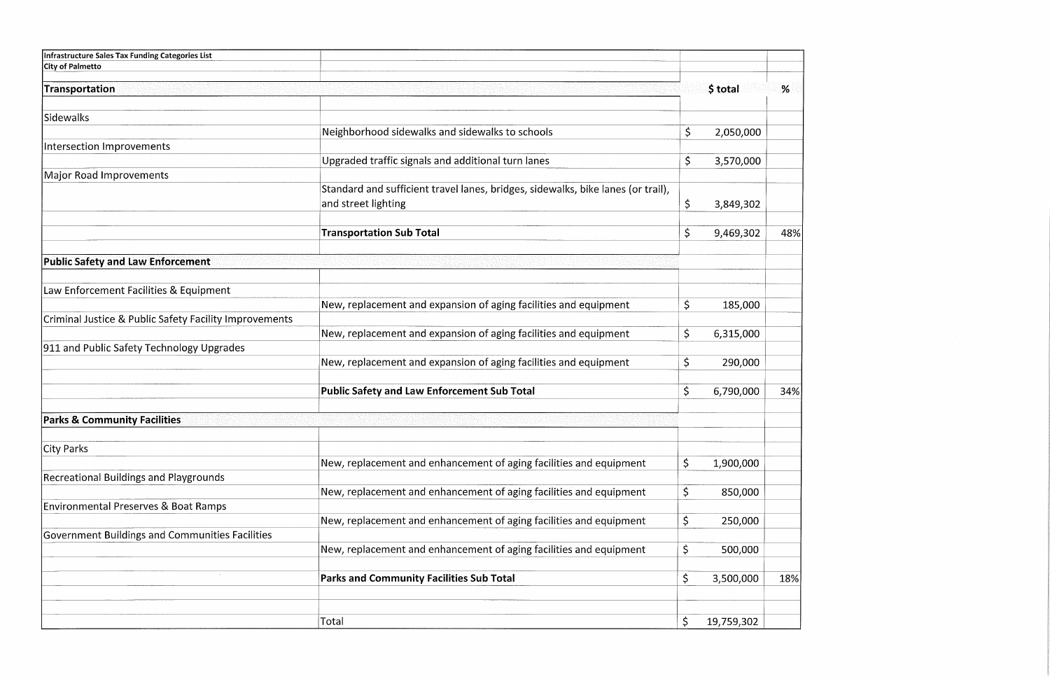| Infrastructure Sales Tax Funding Categories List<br>City of Palmetto | | | |
|---|---|---|---|
| **Transportation** | | **$ total** | **%** |
| Sidewalks | | | |
| | Neighborhood sidewalks and sidewalks to schools | $ 2,050,000 | |
| Intersection Improvements | | | |
| | Upgraded traffic signals and additional turn lanes | $ 3,570,000 | |
| Major Road Improvements | | | |
| | Standard and sufficient travel lanes, bridges, sidewalks, bike lanes (or trail), and street lighting | $ 3,849,302 | |
| | **Transportation Sub Total** | $ 9,469,302 | 48% |
| **Public Safety and Law Enforcement** | | | |
| Law Enforcement Facilities & Equipment | | | |
| | New, replacement and expansion of aging facilities and equipment | $ 185,000 | |
| Criminal Justice & Public Safety Facility Improvements | | | |
| | New, replacement and expansion of aging facilities and equipment | $ 6,315,000 | |
| 911 and Public Safety Technology Upgrades | | | |
| | New, replacement and expansion of aging facilities and equipment | $ 290,000 | |
| | **Public Safety and Law Enforcement Sub Total** | $ 6,790,000 | 34% |
| **Parks & Community Facilities** | | | |
| City Parks | | | |
| | New, replacement and enhancement of aging facilities and equipment | $ 1,900,000 | |
| Recreational Buildings and Playgrounds | | | |
| | New, replacement and enhancement of aging facilities and equipment | $ 850,000 | |
| Environmental Preserves & Boat Ramps | | | |
| | New, replacement and enhancement of aging facilities and equipment | $ 250,000 | |
| Government Buildings and Communities Facilities | | | |
| | New, replacement and enhancement of aging facilities and equipment | $ 500,000 | |
| | **Parks and Community Facilities Sub Total** | $ 3,500,000 | 18% |
| | Total | $ 19,759,302 | |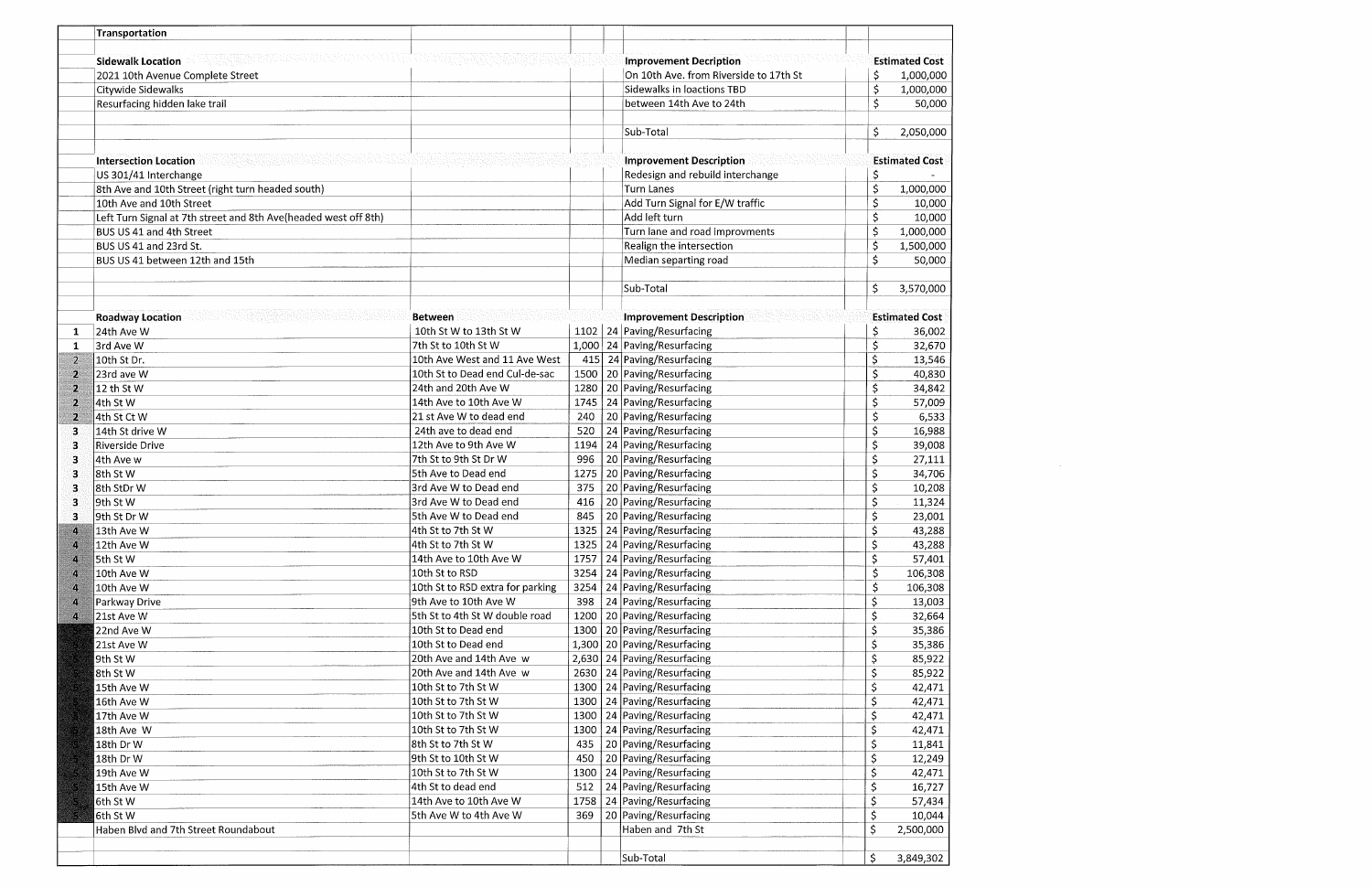| | Transportation | | | | | |
|---|---|---|---|---|---|---|
| | | | | | | |
| | **Sidewalk Location** | | | | **Improvement Description** | **Estimated Cost** |
| | 2021 10th Avenue Complete Street | | | | On 10th Ave. from Riverside to 17th St | $ 1,000,000 |
| | Citywide Sidewalks | | | | Sidewalks in loactions TBD | $ 1,000,000 |
| | Resurfacing hidden lake trail | | | | between 14th Ave to 24th | $ 50,000 |
| | | | | | | |
| | | | | | Sub-Total | $ 2,050,000 |
| | | | | | | |
| | **Intersection Location** | | | | **Improvement Description** | **Estimated Cost** |
| | US 301/41 Interchange | | | | Redesign and rebuild interchange | $ - |
| | 8th Ave and 10th Street (right turn headed south) | | | | Turn Lanes | $ 1,000,000 |
| | 10th Ave and 10th Street | | | | Add Turn Signal for E/W traffic | $ 10,000 |
| | Left Turn Signal at 7th street and 8th Ave(headed west off 8th) | | | | Add left turn | $ 10,000 |
| | BUS US 41 and 4th Street | | | | Turn lane and road improvments | $ 1,000,000 |
| | BUS US 41 and 23rd St. | | | | Realign the intersection | $ 1,500,000 |
| | BUS US 41 between 12th and 15th | | | | Median separting road | $ 50,000 |
| | | | | | | |
| | | | | | Sub-Total | $ 3,570,000 |
| | | | | | | |
| | **Roadway Location** | **Between** | | | **Improvement Description** | **Estimated Cost** |
| 1 | 24th Ave W | 10th St W to 13th St W | 1102 | 24 | Paving/Resurfacing | $ 36,002 |
| 1 | 3rd Ave W | 7th St to 10th St W | 1,000 | 24 | Paving/Resurfacing | $ 32,670 |
| 2 | 10th St Dr. | 10th Ave West and 11 Ave West | 415 | 24 | Paving/Resurfacing | $ 13,546 |
| 2 | 23rd ave W | 10th St to Dead end Cul-de-sac | 1500 | 20 | Paving/Resurfacing | $ 40,830 |
| 2 | 12 th St W | 24th and 20th Ave W | 1280 | 20 | Paving/Resurfacing | $ 34,842 |
| 2 | 4th St W | 14th Ave to 10th Ave W | 1745 | 24 | Paving/Resurfacing | $ 57,009 |
| 2 | 4th St Ct W | 21 st Ave W to dead end | 240 | 20 | Paving/Resurfacing | $ 6,533 |
| 3 | 14th St drive W | 24th ave to dead end | 520 | 24 | Paving/Resurfacing | $ 16,988 |
| 3 | Riverside Drive | 12th Ave to 9th Ave W | 1194 | 24 | Paving/Resurfacing | $ 39,008 |
| 3 | 4th Ave w | 7th St to 9th St Dr W | 996 | 20 | Paving/Resurfacing | $ 27,111 |
| 3 | 8th St W | 5th Ave to Dead end | 1275 | 20 | Paving/Resurfacing | $ 34,706 |
| 3 | 8th StDr W | 3rd Ave W to Dead end | 375 | 20 | Paving/Resurfacing | $ 10,208 |
| 3 | 9th St W | 3rd Ave W to Dead end | 416 | 20 | Paving/Resurfacing | $ 11,324 |
| 3 | 9th St Dr W | 5th Ave W to Dead end | 845 | 20 | Paving/Resurfacing | $ 23,001 |
| 4 | 13th Ave W | 4th St to 7th St W | 1325 | 24 | Paving/Resurfacing | $ 43,288 |
| 4 | 12th Ave W | 4th St to 7th St W | 1325 | 24 | Paving/Resurfacing | $ 43,288 |
| 4 | 5th St W | 14th Ave to 10th Ave W | 1757 | 24 | Paving/Resurfacing | $ 57,401 |
| 4 | 10th Ave W | 10th St to RSD | 3254 | 24 | Paving/Resurfacing | $ 106,308 |
| 4 | 10th Ave W | 10th St to RSD extra for parking | 3254 | 24 | Paving/Resurfacing | $ 106,308 |
| 4 | Parkway Drive | 9th Ave to 10th Ave W | 398 | 24 | Paving/Resurfacing | $ 13,003 |
| 4 | 21st Ave W | 5th St to 4th St W double road | 1200 | 20 | Paving/Resurfacing | $ 32,664 |
| 5 | 22nd Ave W | 10th St to Dead end | 1300 | 20 | Paving/Resurfacing | $ 35,386 |
| 5 | 21st Ave W | 10th St to Dead end | 1,300 | 20 | Paving/Resurfacing | $ 35,386 |
| 5 | 9th St W | 20th Ave and 14th Ave w | 2,630 | 24 | Paving/Resurfacing | $ 85,922 |
| 5 | 8th St W | 20th Ave and 14th Ave w | 2630 | 24 | Paving/Resurfacing | $ 85,922 |
| 5 | 15th Ave W | 10th St to 7th St W | 1300 | 24 | Paving/Resurfacing | $ 42,471 |
| 5 | 16th Ave W | 10th St to 7th St W | 1300 | 24 | Paving/Resurfacing | $ 42,471 |
| 5 | 17th Ave W | 10th St to 7th St W | 1300 | 24 | Paving/Resurfacing | $ 42,471 |
| 5 | 18th Ave W | 10th St to 7th St W | 1300 | 24 | Paving/Resurfacing | $ 42,471 |
| 5 | 18th Dr W | 8th St to 7th St W | 435 | 20 | Paving/Resurfacing | $ 11,841 |
| 5 | 18th Dr W | 9th St to 10th St W | 450 | 20 | Paving/Resurfacing | $ 12,249 |
| 5 | 19th Ave W | 10th St to 7th St W | 1300 | 24 | Paving/Resurfacing | $ 42,471 |
| 5 | 15th Ave W | 4th St to dead end | 512 | 24 | Paving/Resurfacing | $ 16,727 |
| 5 | 6th St W | 14th Ave to 10th Ave W | 1758 | 24 | Paving/Resurfacing | $ 57,434 |
| 5 | 6th St W | 5th Ave W to 4th Ave W | 369 | 20 | Paving/Resurfacing | $ 10,044 |
| | Haben Blvd and 7th Street Roundabout | | | | Haben and 7th St | $ 2,500,000 |
| | | | | | | |
| | | | | | Sub-Total | $ 3,849,302 |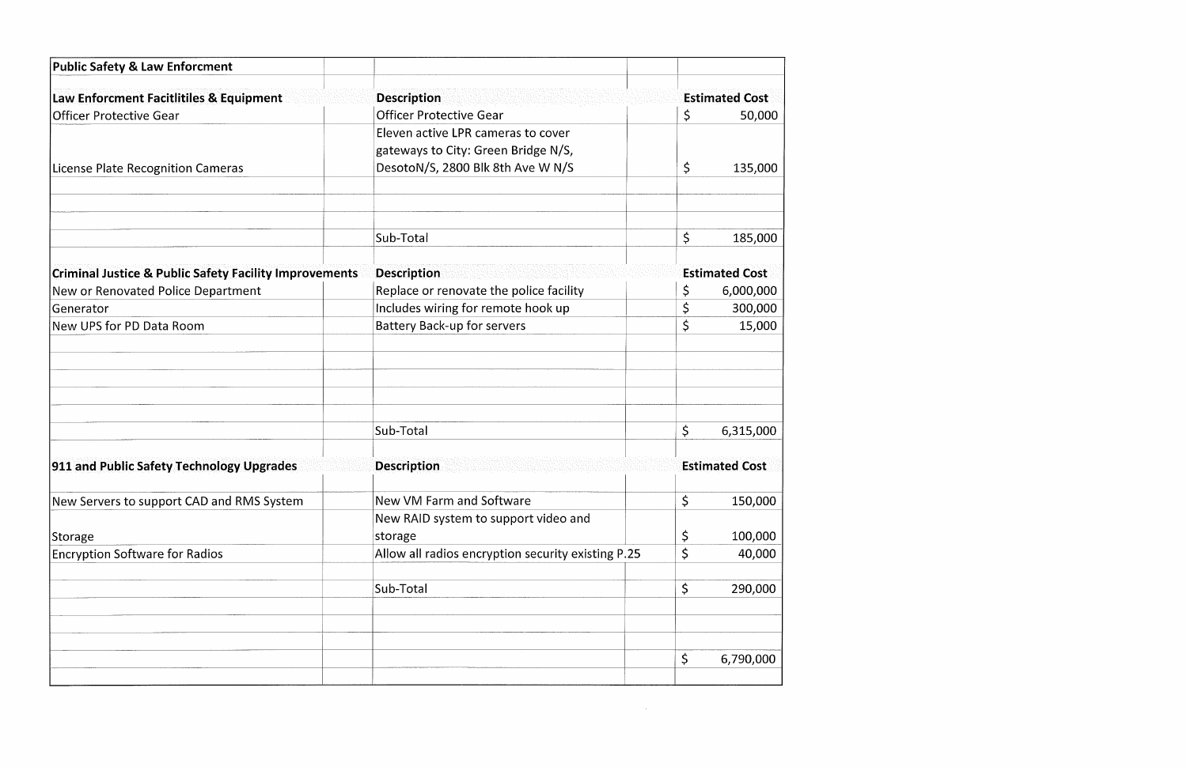| Public Safety & Law Enforcment | | |
|---|---|---|
| **Law Enforcment Facitlitiles & Equipment** | **Description** | **Estimated Cost** |
| Officer Protective Gear | Officer Protective Gear | $ 50,000 |
| License Plate Recognition Cameras | Eleven active LPR cameras to cover gateways to City: Green Bridge N/S, DesotoN/S, 2800 Blk 8th Ave W N/S | $ 135,000 |
| | | |
| | | |
| | Sub-Total | $ 185,000 |
| **Criminal Justice & Public Safety Facility Improvements** | **Description** | **Estimated Cost** |
| New or Renovated Police Department | Replace or renovate the police facility | $ 6,000,000 |
| Generator | Includes wiring for remote hook up | $ 300,000 |
| New UPS for PD Data Room | Battery Back-up for servers | $ 15,000 |
| | | |
| | | |
| | | |
| | | |
| | Sub-Total | $ 6,315,000 |
| **911 and Public Safety Technology Upgrades** | **Description** | **Estimated Cost** |
| New Servers to support CAD and RMS System | New VM Farm and Software | $ 150,000 |
| Storage | New RAID system to support video and storage | $ 100,000 |
| Encryption Software for Radios | Allow all radios encryption security existing P.25 | $ 40,000 |
| | | |
| | Sub-Total | $ 290,000 |
| | | |
| | | |
| | | $ 6,790,000 |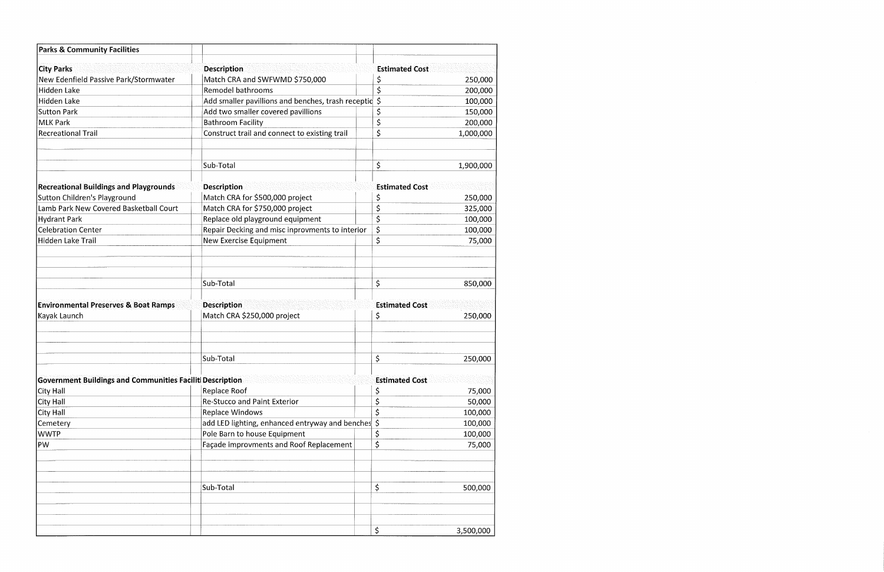| Parks & Community Facilities | | |
|---|---|---|
| **City Parks** | **Description** | **Estimated Cost** |
| New Edenfield Passive Park/Stormwater | Match CRA and SWFWMD $750,000 | $ 250,000 |
| Hidden Lake | Remodel bathrooms | $ 200,000 |
| Hidden Lake | Add smaller pavillions and benches, trash receptic | $ 100,000 |
| Sutton Park | Add two smaller covered pavillions | $ 150,000 |
| MLK Park | Bathroom Facility | $ 200,000 |
| Recreational Trail | Construct trail and connect to existing trail | $ 1,000,000 |
| | | |
| | Sub-Total | $ 1,900,000 |
| | | |
| **Recreational Buildings and Playgrounds** | **Description** | **Estimated Cost** |
| Sutton Children's Playground | Match CRA for $500,000 project | $ 250,000 |
| Lamb Park New Covered Basketball Court | Match CRA for $750,000 project | $ 325,000 |
| Hydrant Park | Replace old playground equipment | $ 100,000 |
| Celebration Center | Repair Decking and misc inprovments to interior | $ 100,000 |
| Hidden Lake Trail | New Exercise Equipment | $ 75,000 |
| | | |
| | Sub-Total | $ 850,000 |
| | | |
| **Environmental Preserves & Boat Ramps** | **Description** | **Estimated Cost** |
| Kayak Launch | Match CRA $250,000 project | $ 250,000 |
| | | |
| | Sub-Total | $ 250,000 |
| | | |
| **Government Buildings and Communities Faciliti** | **Description** | **Estimated Cost** |
| City Hall | Replace Roof | $ 75,000 |
| City Hall | Re-Stucco and Paint Exterior | $ 50,000 |
| City Hall | Replace Windows | $ 100,000 |
| Cemetery | add LED lighting, enhanced entryway and benches | $ 100,000 |
| WWTP | Pole Barn to house Equipment | $ 100,000 |
| PW | Façade improvments and Roof Replacement | $ 75,000 |
| | | |
| | Sub-Total | $ 500,000 |
| | | |
| | | $ 3,500,000 |